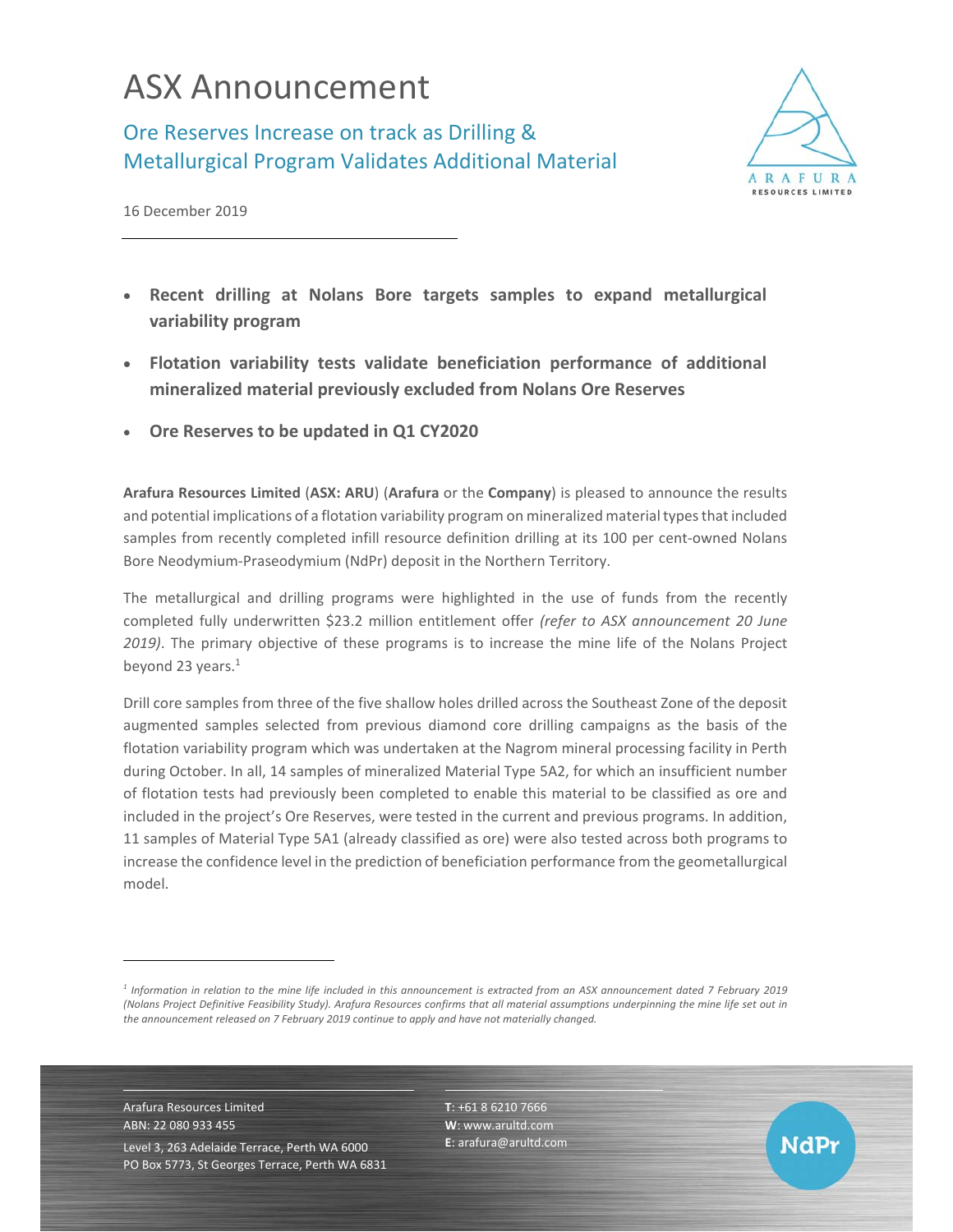# ASX Announcement

## Ore Reserves Increase on track as Drilling & Metallurgical Program Validates Additional Material

16 December 2019

- **Recent drilling at Nolans Bore targets samples to expand metallurgical variability program**
- **Flotation variability tests validate beneficiation performance of additional mineralized material previously excluded from Nolans Ore Reserves**
- **Ore Reserves to be updated in Q1 CY2020**

**Arafura Resources Limited** (**ASX: ARU**) (**Arafura** or the **Company**) is pleased to announce the results and potential implications of a flotation variability program on mineralized material types that included samples from recently completed infill resource definition drilling at its 100 per cent-owned Nolans Bore Neodymium-Praseodymium (NdPr) deposit in the Northern Territory.

The metallurgical and drilling programs were highlighted in the use of funds from the recently completed fully underwritten $23.2 million entitlement offer *(refer to ASX announcement 20 June 2019)*. The primary objective of these programs is to increase the mine life of the Nolans Project beyond 23 years.[1]

Drill core samples from three of the five shallow holes drilled across the Southeast Zone of the deposit augmented samples selected from previous diamond core drilling campaigns as the basis of the flotation variability program which was undertaken at the Nagrom mineral processing facility in Perth during October. In all, 14 samples of mineralized Material Type 5A2, for which an insufficient number of flotation tests had previously been completed to enable this material to be classified as ore and included in the project's Ore Reserves, were tested in the current and previous programs. In addition, 11 samples of Material Type 5A1 (already classified as ore) were also tested across both programs to increase the confidence level in the prediction of beneficiation performance from the geometallurgical model.

---

*[1] Information in relation to the mine life included in this announcement is extracted from an ASX announcement dated 7 February 2019 (Nolans Project Definitive Feasibility Study). Arafura Resources confirms that all material assumptions underpinning the mine life set out in the announcement released on 7 February 2019 continue to apply and have not materially changed.*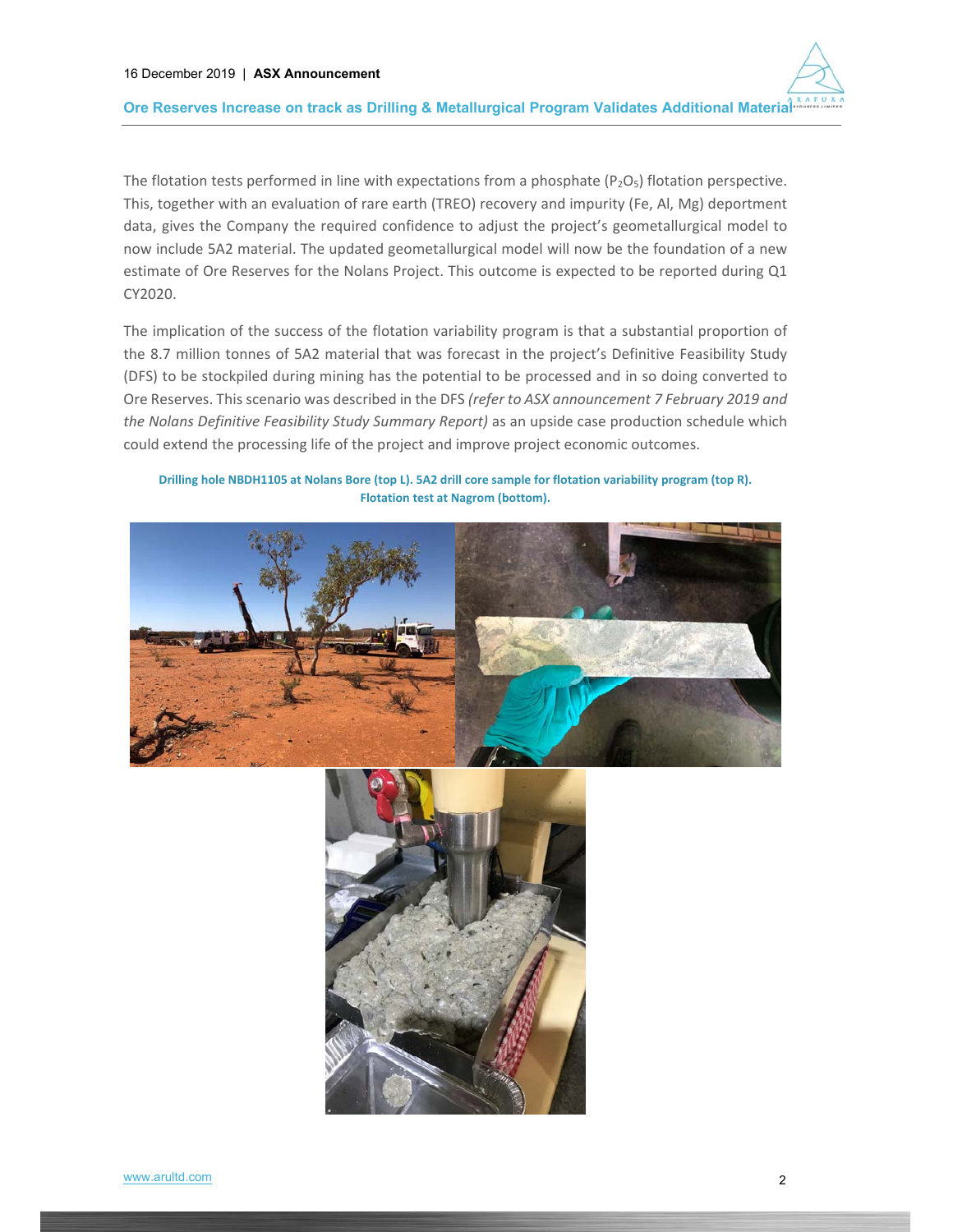The flotation tests performed in line with expectations from a phosphate ($P_2O_5$) flotation perspective. This, together with an evaluation of rare earth (TREO) recovery and impurity (Fe, Al, Mg) deportment data, gives the Company the required confidence to adjust the project's geometallurgical model to now include 5A2 material. The updated geometallurgical model will now be the foundation of a new estimate of Ore Reserves for the Nolans Project. This outcome is expected to be reported during Q1 CY2020.

The implication of the success of the flotation variability program is that a substantial proportion of the 8.7 million tonnes of 5A2 material that was forecast in the project's Definitive Feasibility Study (DFS) to be stockpiled during mining has the potential to be processed and in so doing converted to Ore Reserves. This scenario was described in the DFS *(refer to ASX announcement 7 February 2019 and the Nolans Definitive Feasibility Study Summary Report)* as an upside case production schedule which could extend the processing life of the project and improve project economic outcomes.

**Drilling hole NBDH1105 at Nolans Bore (top L). 5A2 drill core sample for flotation variability program (top R). Flotation test at Nagrom (bottom).**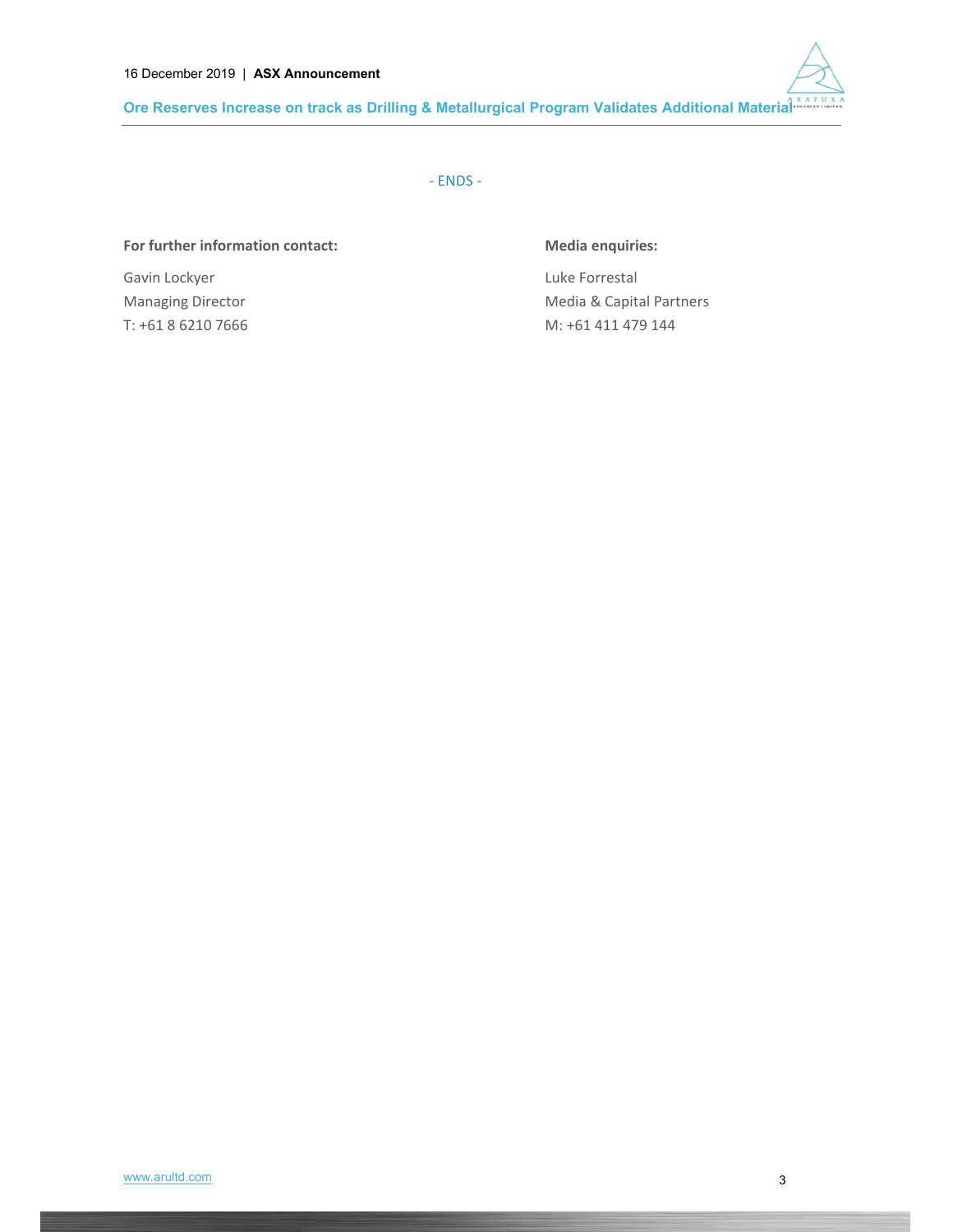- ENDS -

**For further information contact:**

Gavin Lockyer
Managing Director
T: +61 8 6210 7666

**Media enquiries:**

Luke Forrestal
Media & Capital Partners
M: +61 411 479 144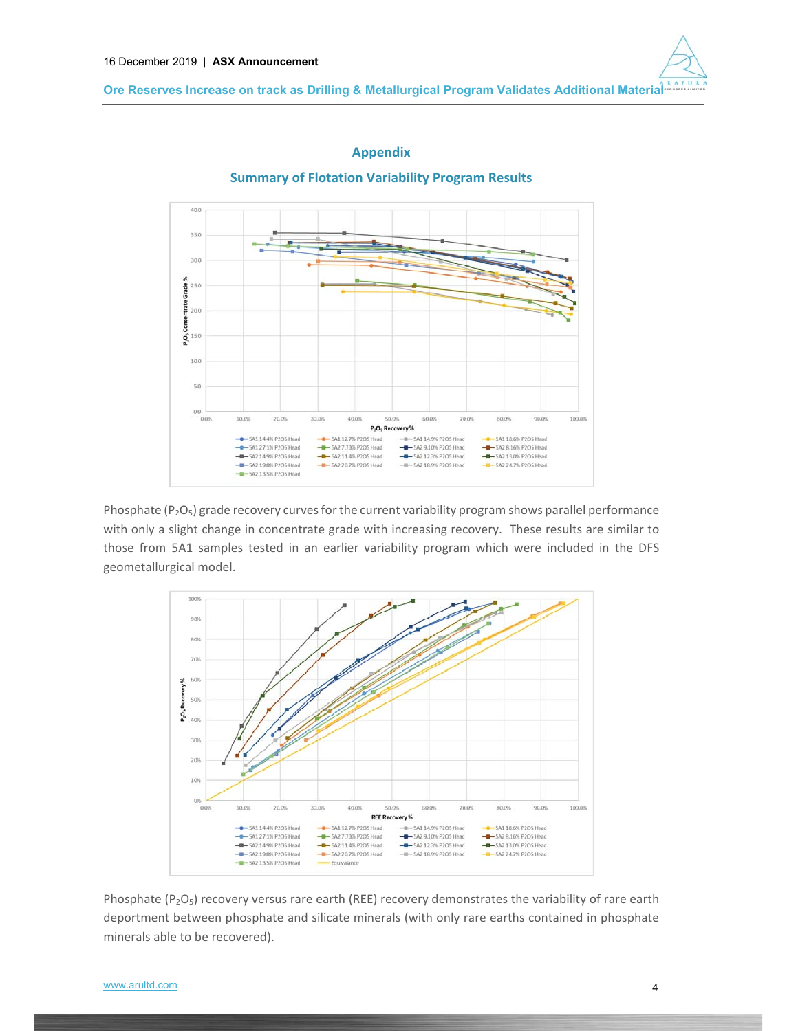## Appendix

### Summary of Flotation Variability Program Results

Phosphate ($P_2O_5$) grade recovery curves for the current variability program shows parallel performance with only a slight change in concentrate grade with increasing recovery. These results are similar to those from 5A1 samples tested in an earlier variability program which were included in the DFS geometallurgical model.

Phosphate ($P_2O_5$) recovery versus rare earth (REE) recovery demonstrates the variability of rare earth deportment between phosphate and silicate minerals (with only rare earths contained in phosphate minerals able to be recovered).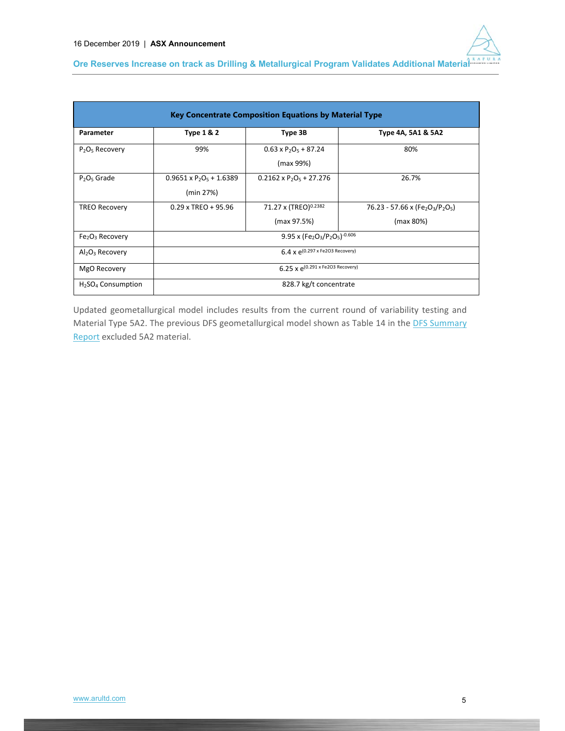| Key Concentrate Composition Equations by Material Type | | | |
|---|---|---|---|
| **Parameter** | **Type 1 & 2** | **Type 3B** | **Type 4A, 5A1 & 5A2** |
| $P_2O_5$ Recovery | 99% | $0.63 \times P_2O_5 + 87.24$ (max 99%) | 80% |
| $P_2O_5$ Grade | $0.9651 \times P_2O_5 + 1.6389$ (min 27%) | $0.2162 \times P_2O_5 + 27.276$ | 26.7% |
| TREO Recovery | $0.29 \times TREO + 95.96$ | $71.27 \times (TREO)^{0.2382}$ (max 97.5%) | $76.23 - 57.66 \times (Fe_2O_3/P_2O_5)$ (max 80%) |
| $Fe_2O_3$ Recovery | $9.95 \times (Fe_2O_3/P_2O_5)^{-0.606}$ | | |
| $Al_2O_3$ Recovery | $6.4 \times e^{(0.297 \times Fe2O3\ Recovery)}$ | | |
| MgO Recovery | $6.25 \times e^{(0.291 \times Fe2O3\ Recovery)}$ | | |
| $H_2SO_4$ Consumption | 828.7 kg/t concentrate | | |

Updated geometallurgical model includes results from the current round of variability testing and Material Type 5A2. The previous DFS geometallurgical model shown as Table 14 in the DFS Summary Report excluded 5A2 material.